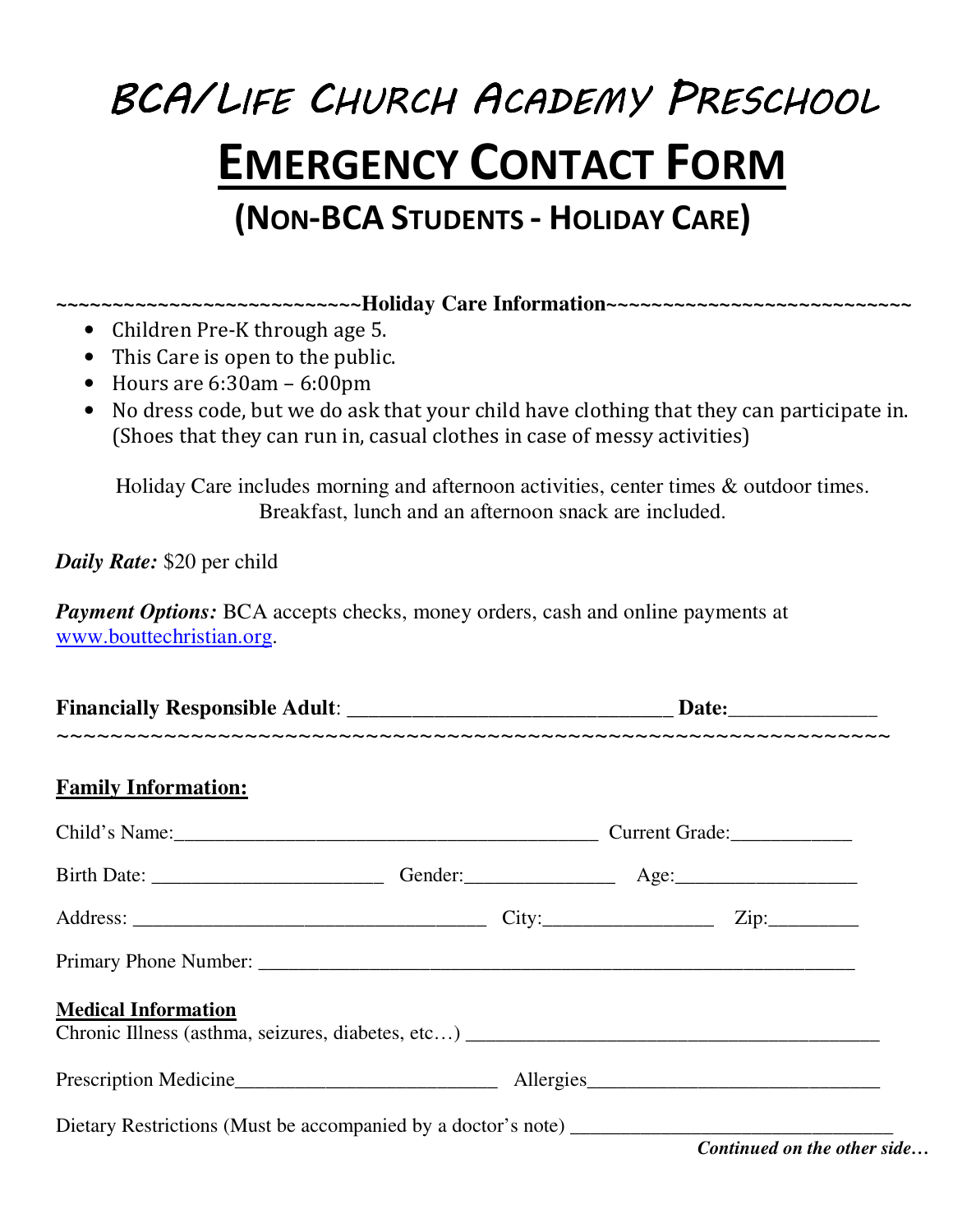# BCA/Life Church Academy Preschool

# EMERGENCY CONTACT FORM

## (NON-BCA STUDENTS - HOLIDAY CARE)

~~~~~~~~~~~~~~~~~~~~~~~~~~~~~**Holiday Care Information**~~~~~~~~~~~~~~~~~~~~~~~~~~~~~

- Children Pre-K through age 5.
- This Care is open to the public.
- Hours are 6:30am – 6:00pm
- No dress code, but we do ask that your child have clothing that they can participate in. (Shoes that they can run in, casual clothes in case of messy activities)

Holiday Care includes morning and afternoon activities, center times & outdoor times. Breakfast, lunch and an afternoon snack are included.

***Daily Rate:*** $20 per child

***Payment Options:*** BCA accepts checks, money orders, cash and online payments at www.bouttechristian.org.

**Financially Responsible Adult**: _______________________________ **Date:**______________

~~~~~~~~~~~~~~~~~~~~~~~~~~~~~~~~~~~~~~~~~~~~~~~~~~~~~~~~~~~~~~~~~~~

**Family Information:**

Child's Name:___________________________________________ Current Grade:____________

Birth Date: _______________________ Gender:_______________ Age:__________________

Address: ___________________________________ City:_________________ Zip:_________

Primary Phone Number: ____________________________________________________________

**Medical Information**

Chronic Illness (asthma, seizures, diabetes, etc…) _________________________________________

Prescription Medicine__________________________ Allergies_____________________________

Dietary Restrictions (Must be accompanied by a doctor's note) ________________________________

***Continued on the other side…***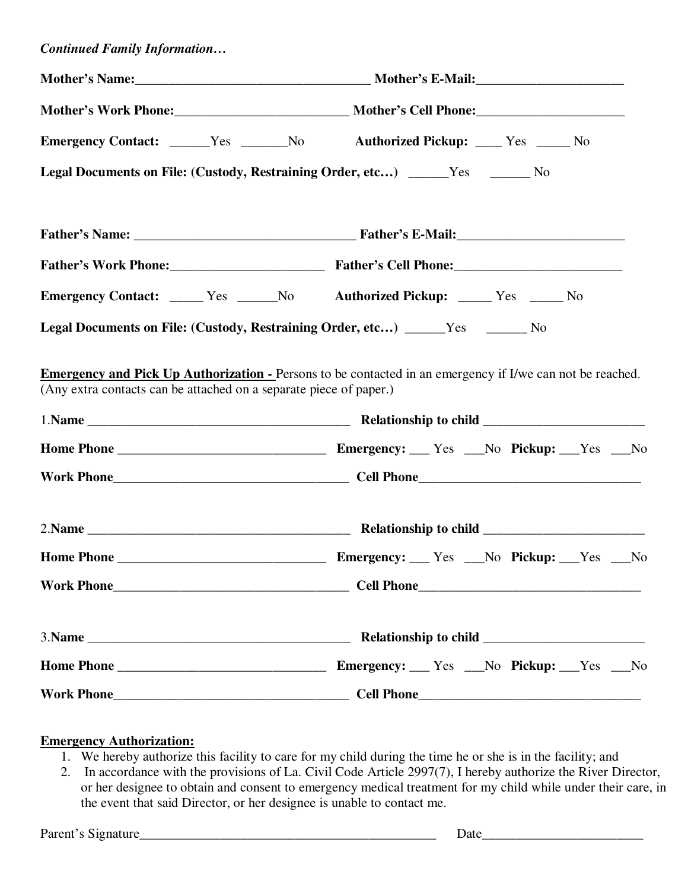*Continued Family Information…*

**Mother's Name:**\_\_\_\_\_\_\_\_\_\_\_\_\_\_\_\_\_\_\_\_\_\_\_\_\_\_\_\_\_\_\_\_\_\_\_\_ **Mother's E-Mail:**\_\_\_\_\_\_\_\_\_\_\_\_\_\_\_\_\_\_\_\_\_\_

**Mother's Work Phone:**\_\_\_\_\_\_\_\_\_\_\_\_\_\_\_\_\_\_\_\_\_\_\_\_\_\_ **Mother's Cell Phone:**\_\_\_\_\_\_\_\_\_\_\_\_\_\_\_\_\_\_\_\_\_\_

**Emergency Contact:** \_\_\_\_\_\_Yes \_\_\_\_\_\_\_No **Authorized Pickup:** \_\_\_\_ Yes \_\_\_\_\_ No

**Legal Documents on File: (Custody, Restraining Order, etc…)** \_\_\_\_\_\_Yes \_\_\_\_\_\_ No

**Father's Name:** \_\_\_\_\_\_\_\_\_\_\_\_\_\_\_\_\_\_\_\_\_\_\_\_\_\_\_\_\_\_\_\_\_\_ **Father's E-Mail:**\_\_\_\_\_\_\_\_\_\_\_\_\_\_\_\_\_\_\_\_\_\_\_\_\_

**Father's Work Phone:**\_\_\_\_\_\_\_\_\_\_\_\_\_\_\_\_\_\_\_\_\_\_\_ **Father's Cell Phone:**\_\_\_\_\_\_\_\_\_\_\_\_\_\_\_\_\_\_\_\_\_\_\_\_\_\_

**Emergency Contact:** \_\_\_\_\_ Yes \_\_\_\_\_\_No **Authorized Pickup:** \_\_\_\_\_ Yes \_\_\_\_\_ No

**Legal Documents on File: (Custody, Restraining Order, etc…)** \_\_\_\_\_\_Yes \_\_\_\_\_\_ No

**<u>Emergency and Pick Up Authorization -</u>** Persons to be contacted in an emergency if I/we can not be reached. (Any extra contacts can be attached on a separate piece of paper.)

1.**Name** \_\_\_\_\_\_\_\_\_\_\_\_\_\_\_\_\_\_\_\_\_\_\_\_\_\_\_\_\_\_\_\_\_\_\_\_\_\_\_\_ **Relationship to child** \_\_\_\_\_\_\_\_\_\_\_\_\_\_\_\_\_\_\_\_\_\_\_\_\_

**Home Phone** \_\_\_\_\_\_\_\_\_\_\_\_\_\_\_\_\_\_\_\_\_\_\_\_\_\_\_\_\_\_\_\_ **Emergency:** \_\_\_ Yes \_\_\_No **Pickup:** \_\_\_Yes \_\_\_No

**Work Phone**\_\_\_\_\_\_\_\_\_\_\_\_\_\_\_\_\_\_\_\_\_\_\_\_\_\_\_\_\_\_\_\_\_\_\_\_ **Cell Phone**\_\_\_\_\_\_\_\_\_\_\_\_\_\_\_\_\_\_\_\_\_\_\_\_\_\_\_\_\_\_\_\_\_\_

2.**Name** \_\_\_\_\_\_\_\_\_\_\_\_\_\_\_\_\_\_\_\_\_\_\_\_\_\_\_\_\_\_\_\_\_\_\_\_\_\_\_\_ **Relationship to child** \_\_\_\_\_\_\_\_\_\_\_\_\_\_\_\_\_\_\_\_\_\_\_\_\_

**Home Phone** \_\_\_\_\_\_\_\_\_\_\_\_\_\_\_\_\_\_\_\_\_\_\_\_\_\_\_\_\_\_\_\_ **Emergency:** \_\_\_ Yes \_\_\_No **Pickup:** \_\_\_Yes \_\_\_No

**Work Phone**\_\_\_\_\_\_\_\_\_\_\_\_\_\_\_\_\_\_\_\_\_\_\_\_\_\_\_\_\_\_\_\_\_\_\_\_ **Cell Phone**\_\_\_\_\_\_\_\_\_\_\_\_\_\_\_\_\_\_\_\_\_\_\_\_\_\_\_\_\_\_\_\_\_\_

3.**Name** \_\_\_\_\_\_\_\_\_\_\_\_\_\_\_\_\_\_\_\_\_\_\_\_\_\_\_\_\_\_\_\_\_\_\_\_\_\_\_\_ **Relationship to child** \_\_\_\_\_\_\_\_\_\_\_\_\_\_\_\_\_\_\_\_\_\_\_\_\_

**Home Phone** \_\_\_\_\_\_\_\_\_\_\_\_\_\_\_\_\_\_\_\_\_\_\_\_\_\_\_\_\_\_\_\_ **Emergency:** \_\_\_ Yes \_\_\_No **Pickup:** \_\_\_Yes \_\_\_No

**Work Phone**\_\_\_\_\_\_\_\_\_\_\_\_\_\_\_\_\_\_\_\_\_\_\_\_\_\_\_\_\_\_\_\_\_\_\_\_ **Cell Phone**\_\_\_\_\_\_\_\_\_\_\_\_\_\_\_\_\_\_\_\_\_\_\_\_\_\_\_\_\_\_\_\_\_\_

**<u>Emergency Authorization:</u>**

1. We hereby authorize this facility to care for my child during the time he or she is in the facility; and
2. In accordance with the provisions of La. Civil Code Article 2997(7), I hereby authorize the River Director, or her designee to obtain and consent to emergency medical treatment for my child while under their care, in the event that said Director, or her designee is unable to contact me.

Parent's Signature\_\_\_\_\_\_\_\_\_\_\_\_\_\_\_\_\_\_\_\_\_\_\_\_\_\_\_\_\_\_\_\_\_\_\_\_\_\_\_\_\_\_\_\_\_ Date\_\_\_\_\_\_\_\_\_\_\_\_\_\_\_\_\_\_\_\_\_\_\_\_\_